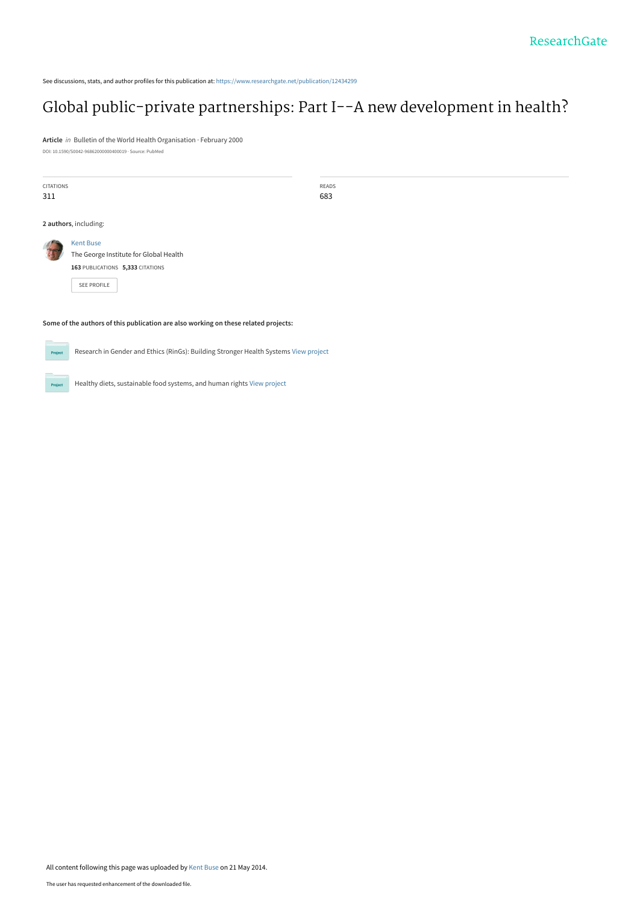See discussions, stats, and author profiles for this publication at: https://www.researchgate.net/publication/12434299

# Global public-private partnerships: Part I--A new development in health?

**Article** *in* Bulletin of the World Health Organisation · February 2000

DOI: 10.1590/S0042-96862000000400019 · Source: PubMed

| CITATIONS | READS |
| --- | --- |
| 311 | 683 |

**2 authors**, including:

Kent Buse
The George Institute for Global Health
**163** PUBLICATIONS **5,333** CITATIONS

SEE PROFILE

**Some of the authors of this publication are also working on these related projects:**

Research in Gender and Ethics (RinGs): Building Stronger Health Systems View project

Healthy diets, sustainable food systems, and human rights View project

All content following this page was uploaded by Kent Buse on 21 May 2014.

The user has requested enhancement of the downloaded file.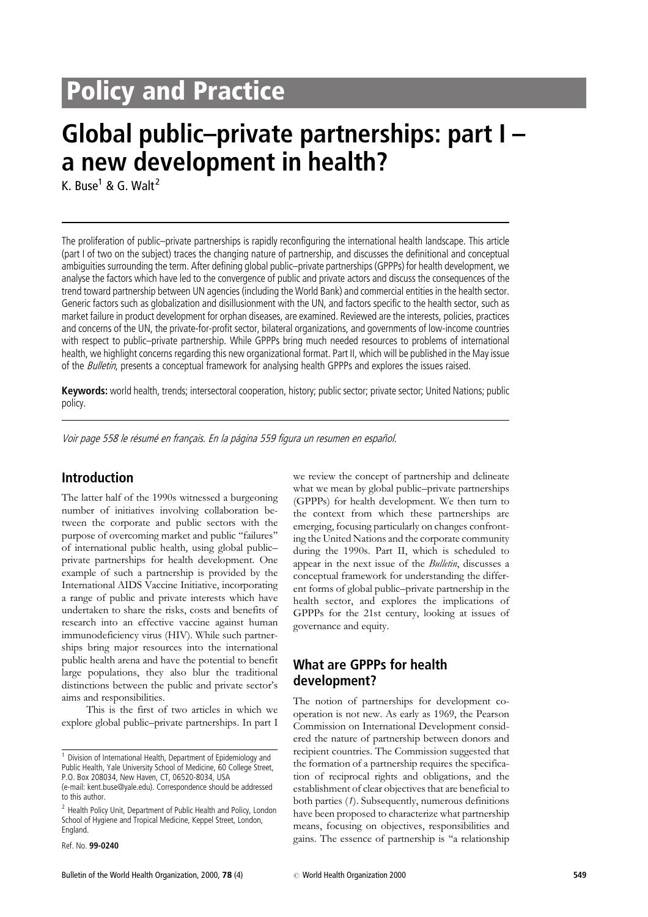# Policy and Practice

# Global public–private partnerships: part I – a new development in health?

K. Buse[1] & G. Walt[2]

The proliferation of public–private partnerships is rapidly reconfiguring the international health landscape. This article (part I of two on the subject) traces the changing nature of partnership, and discusses the definitional and conceptual ambiguities surrounding the term. After defining global public–private partnerships (GPPPs) for health development, we analyse the factors which have led to the convergence of public and private actors and discuss the consequences of the trend toward partnership between UN agencies (including the World Bank) and commercial entities in the health sector. Generic factors such as globalization and disillusionment with the UN, and factors specific to the health sector, such as market failure in product development for orphan diseases, are examined. Reviewed are the interests, policies, practices and concerns of the UN, the private-for-profit sector, bilateral organizations, and governments of low-income countries with respect to public–private partnership. While GPPPs bring much needed resources to problems of international health, we highlight concerns regarding this new organizational format. Part II, which will be published in the May issue of the *Bulletin*, presents a conceptual framework for analysing health GPPPs and explores the issues raised.

**Keywords:** world health, trends; intersectoral cooperation, history; public sector; private sector; United Nations; public policy.

*Voir page 558 le résumé en français. En la página 559 figura un resumen en español.*

## Introduction

The latter half of the 1990s witnessed a burgeoning number of initiatives involving collaboration between the corporate and public sectors with the purpose of overcoming market and public "failures" of international public health, using global public–private partnerships for health development. One example of such a partnership is provided by the International AIDS Vaccine Initiative, incorporating a range of public and private interests which have undertaken to share the risks, costs and benefits of research into an effective vaccine against human immunodeficiency virus (HIV). While such partnerships bring major resources into the international public health arena and have the potential to benefit large populations, they also blur the traditional distinctions between the public and private sector's aims and responsibilities.

This is the first of two articles in which we explore global public–private partnerships. In part I we review the concept of partnership and delineate what we mean by global public–private partnerships (GPPPs) for health development. We then turn to the context from which these partnerships are emerging, focusing particularly on changes confronting the United Nations and the corporate community during the 1990s. Part II, which is scheduled to appear in the next issue of the *Bulletin*, discusses a conceptual framework for understanding the different forms of global public–private partnership in the health sector, and explores the implications of GPPPs for the 21st century, looking at issues of governance and equity.

## What are GPPPs for health development?

The notion of partnerships for development cooperation is not new. As early as 1969, the Pearson Commission on International Development considered the nature of partnership between donors and recipient countries. The Commission suggested that the formation of a partnership requires the specification of reciprocal rights and obligations, and the establishment of clear objectives that are beneficial to both parties (*1*). Subsequently, numerous definitions have been proposed to characterize what partnership means, focusing on objectives, responsibilities and gains. The essence of partnership is "a relationship

[1] Division of International Health, Department of Epidemiology and Public Health, Yale University School of Medicine, 60 College Street, P.O. Box 208034, New Haven, CT, 06520-8034, USA (e-mail: kent.buse@yale.edu). Correspondence should be addressed to this author.

[2] Health Policy Unit, Department of Public Health and Policy, London School of Hygiene and Tropical Medicine, Keppel Street, London, England.

Ref. No. **99-0240**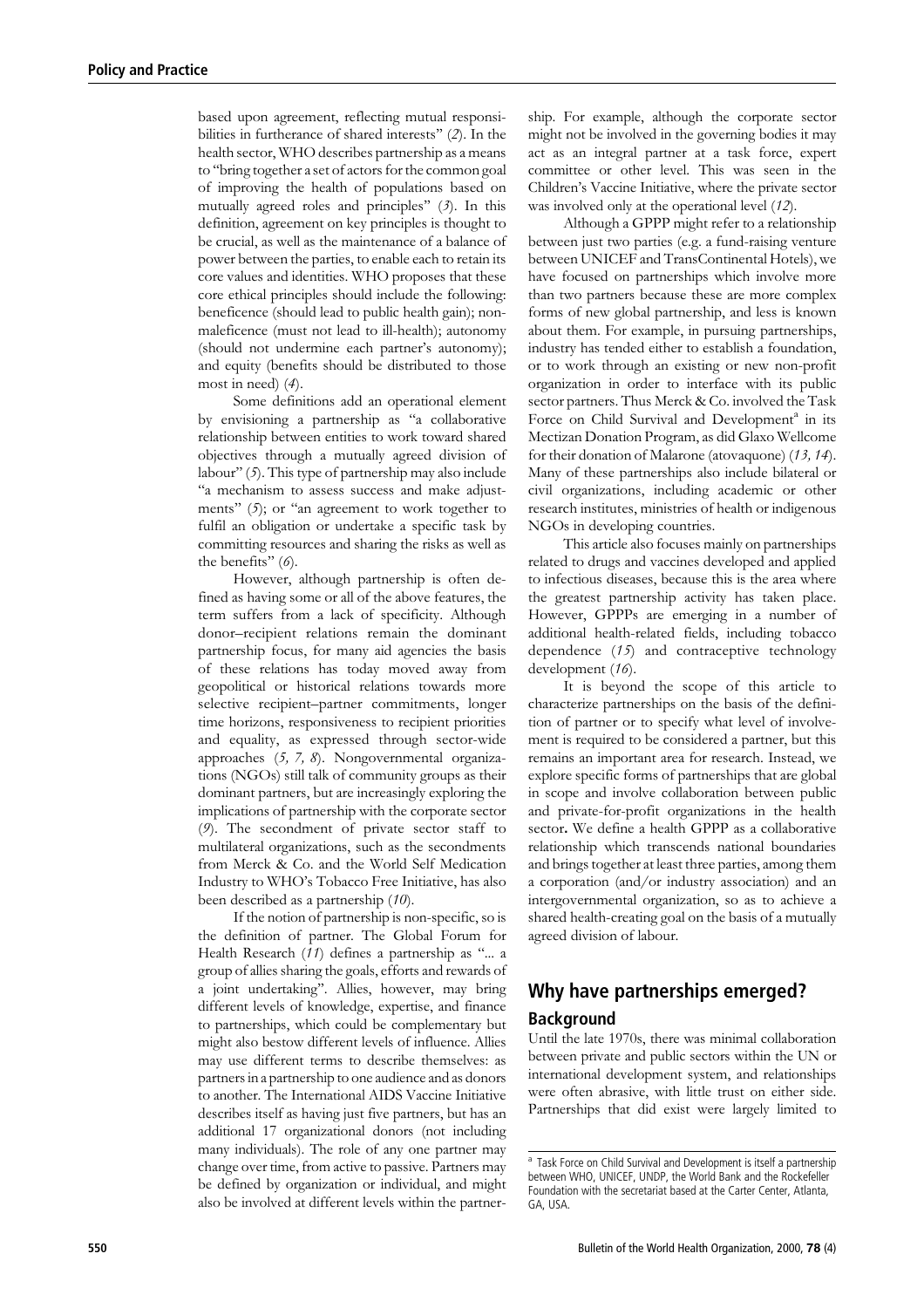based upon agreement, reflecting mutual responsibilities in furtherance of shared interests" (2). In the health sector, WHO describes partnership as a means to "bring together a set of actors for the common goal of improving the health of populations based on mutually agreed roles and principles" (3). In this definition, agreement on key principles is thought to be crucial, as well as the maintenance of a balance of power between the parties, to enable each to retain its core values and identities. WHO proposes that these core ethical principles should include the following: beneficence (should lead to public health gain); non-maleficence (must not lead to ill-health); autonomy (should not undermine each partner's autonomy); and equity (benefits should be distributed to those most in need) (4).

Some definitions add an operational element by envisioning a partnership as "a collaborative relationship between entities to work toward shared objectives through a mutually agreed division of labour" (5). This type of partnership may also include "a mechanism to assess success and make adjustments" (5); or "an agreement to work together to fulfil an obligation or undertake a specific task by committing resources and sharing the risks as well as the benefits" (6).

However, although partnership is often defined as having some or all of the above features, the term suffers from a lack of specificity. Although donor–recipient relations remain the dominant partnership focus, for many aid agencies the basis of these relations has today moved away from geopolitical or historical relations towards more selective recipient–partner commitments, longer time horizons, responsiveness to recipient priorities and equality, as expressed through sector-wide approaches (5, 7, 8). Nongovernmental organizations (NGOs) still talk of community groups as their dominant partners, but are increasingly exploring the implications of partnership with the corporate sector (9). The secondment of private sector staff to multilateral organizations, such as the secondments from Merck & Co. and the World Self Medication Industry to WHO's Tobacco Free Initiative, has also been described as a partnership (10).

If the notion of partnership is non-specific, so is the definition of partner. The Global Forum for Health Research (11) defines a partnership as "... a group of allies sharing the goals, efforts and rewards of a joint undertaking". Allies, however, may bring different levels of knowledge, expertise, and finance to partnerships, which could be complementary but might also bestow different levels of influence. Allies may use different terms to describe themselves: as partners in a partnership to one audience and as donors to another. The International AIDS Vaccine Initiative describes itself as having just five partners, but has an additional 17 organizational donors (not including many individuals). The role of any one partner may change over time, from active to passive. Partners may be defined by organization or individual, and might also be involved at different levels within the partnership. For example, although the corporate sector might not be involved in the governing bodies it may act as an integral partner at a task force, expert committee or other level. This was seen in the Children's Vaccine Initiative, where the private sector was involved only at the operational level (12).

Although a GPPP might refer to a relationship between just two parties (e.g. a fund-raising venture between UNICEF and TransContinental Hotels), we have focused on partnerships which involve more than two partners because these are more complex forms of new global partnership, and less is known about them. For example, in pursuing partnerships, industry has tended either to establish a foundation, or to work through an existing or new non-profit organization in order to interface with its public sector partners. Thus Merck & Co. involved the Task Force on Child Survival and Development[a] in its Mectizan Donation Program, as did Glaxo Wellcome for their donation of Malarone (atovaquone) (13, 14). Many of these partnerships also include bilateral or civil organizations, including academic or other research institutes, ministries of health or indigenous NGOs in developing countries.

This article also focuses mainly on partnerships related to drugs and vaccines developed and applied to infectious diseases, because this is the area where the greatest partnership activity has taken place. However, GPPPs are emerging in a number of additional health-related fields, including tobacco dependence (15) and contraceptive technology development (16).

It is beyond the scope of this article to characterize partnerships on the basis of the definition of partner or to specify what level of involvement is required to be considered a partner, but this remains an important area for research. Instead, we explore specific forms of partnerships that are global in scope and involve collaboration between public and private-for-profit organizations in the health sector**.** We define a health GPPP as a collaborative relationship which transcends national boundaries and brings together at least three parties, among them a corporation (and/or industry association) and an intergovernmental organization, so as to achieve a shared health-creating goal on the basis of a mutually agreed division of labour.

## Why have partnerships emerged?

### Background

Until the late 1970s, there was minimal collaboration between private and public sectors within the UN or international development system, and relationships were often abrasive, with little trust on either side. Partnerships that did exist were largely limited to

---

[a] Task Force on Child Survival and Development is itself a partnership between WHO, UNICEF, UNDP, the World Bank and the Rockefeller Foundation with the secretariat based at the Carter Center, Atlanta, GA, USA.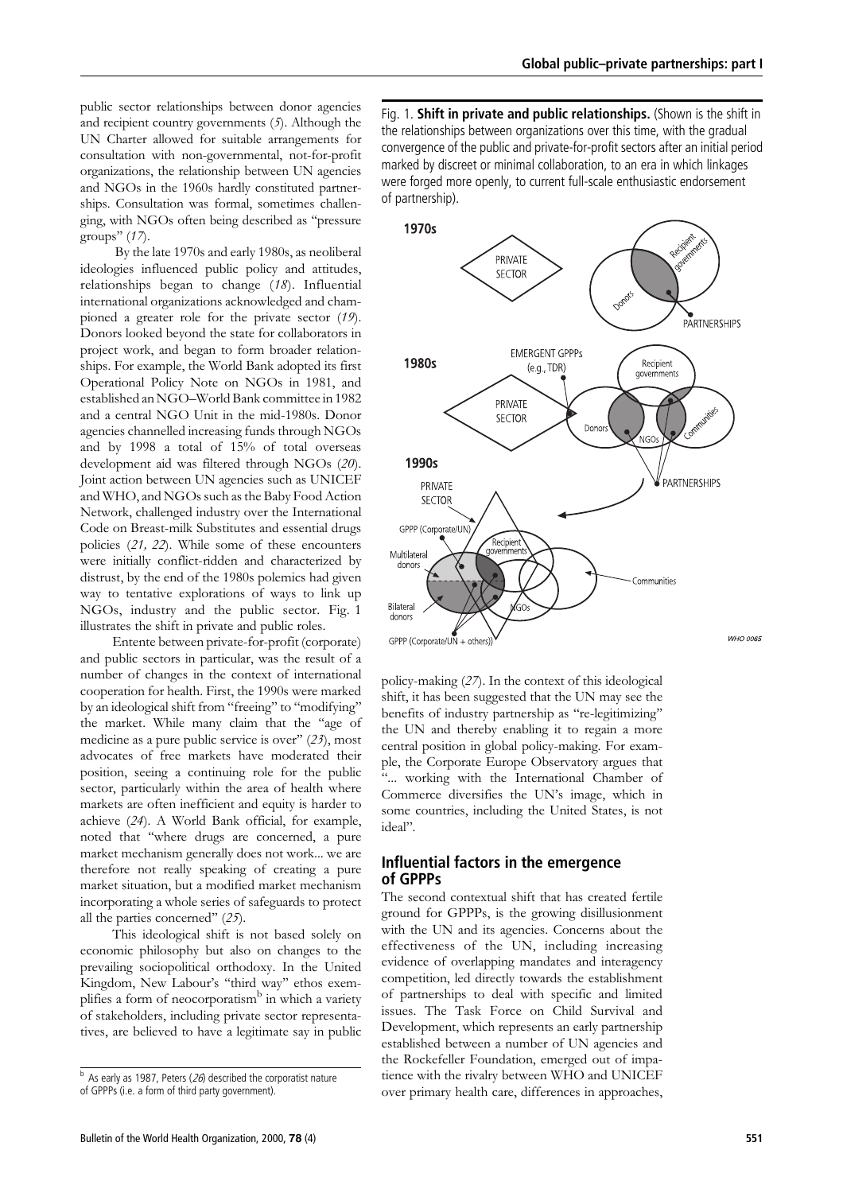public sector relationships between donor agencies and recipient country governments (5). Although the UN Charter allowed for suitable arrangements for consultation with non-governmental, not-for-profit organizations, the relationship between UN agencies and NGOs in the 1960s hardly constituted partnerships. Consultation was formal, sometimes challenging, with NGOs often being described as "pressure groups" (17).

By the late 1970s and early 1980s, as neoliberal ideologies influenced public policy and attitudes, relationships began to change (18). Influential international organizations acknowledged and championed a greater role for the private sector (19). Donors looked beyond the state for collaborators in project work, and began to form broader relationships. For example, the World Bank adopted its first Operational Policy Note on NGOs in 1981, and established an NGO–World Bank committee in 1982 and a central NGO Unit in the mid-1980s. Donor agencies channelled increasing funds through NGOs and by 1998 a total of 15% of total overseas development aid was filtered through NGOs (20). Joint action between UN agencies such as UNICEF and WHO, and NGOs such as the Baby Food Action Network, challenged industry over the International Code on Breast-milk Substitutes and essential drugs policies (21, 22). While some of these encounters were initially conflict-ridden and characterized by distrust, by the end of the 1980s polemics had given way to tentative explorations of ways to link up NGOs, industry and the public sector. Fig. 1 illustrates the shift in private and public roles.

Entente between private-for-profit (corporate) and public sectors in particular, was the result of a number of changes in the context of international cooperation for health. First, the 1990s were marked by an ideological shift from "freeing" to "modifying" the market. While many claim that the "age of medicine as a pure public service is over" (23), most advocates of free markets have moderated their position, seeing a continuing role for the public sector, particularly within the area of health where markets are often inefficient and equity is harder to achieve (24). A World Bank official, for example, noted that "where drugs are concerned, a pure market mechanism generally does not work... we are therefore not really speaking of creating a pure market situation, but a modified market mechanism incorporating a whole series of safeguards to protect all the parties concerned" (25).

This ideological shift is not based solely on economic philosophy but also on changes to the prevailing sociopolitical orthodoxy. In the United Kingdom, New Labour's "third way" ethos exemplifies a form of neocorporatism[b] in which a variety of stakeholders, including private sector representatives, are believed to have a legitimate say in public policy-making (27). In the context of this ideological shift, it has been suggested that the UN may see the benefits of industry partnership as "re-legitimizing" the UN and thereby enabling it to regain a more central position in global policy-making. For example, the Corporate Europe Observatory argues that "... working with the International Chamber of Commerce diversifies the UN's image, which in some countries, including the United States, is not ideal".

[b] As early as 1987, Peters (26) described the corporatist nature of GPPPs (i.e. a form of third party government).

Fig. 1. **Shift in private and public relationships.** (Shown is the shift in the relationships between organizations over this time, with the gradual convergence of the public and private-for-profit sectors after an initial period marked by discreet or minimal collaboration, to an era in which linkages were forged more openly, to current full-scale enthusiastic endorsement of partnership).

## Influential factors in the emergence of GPPPs

The second contextual shift that has created fertile ground for GPPPs, is the growing disillusionment with the UN and its agencies. Concerns about the effectiveness of the UN, including increasing evidence of overlapping mandates and interagency competition, led directly towards the establishment of partnerships to deal with specific and limited issues. The Task Force on Child Survival and Development, which represents an early partnership established between a number of UN agencies and the Rockefeller Foundation, emerged out of impatience with the rivalry between WHO and UNICEF over primary health care, differences in approaches,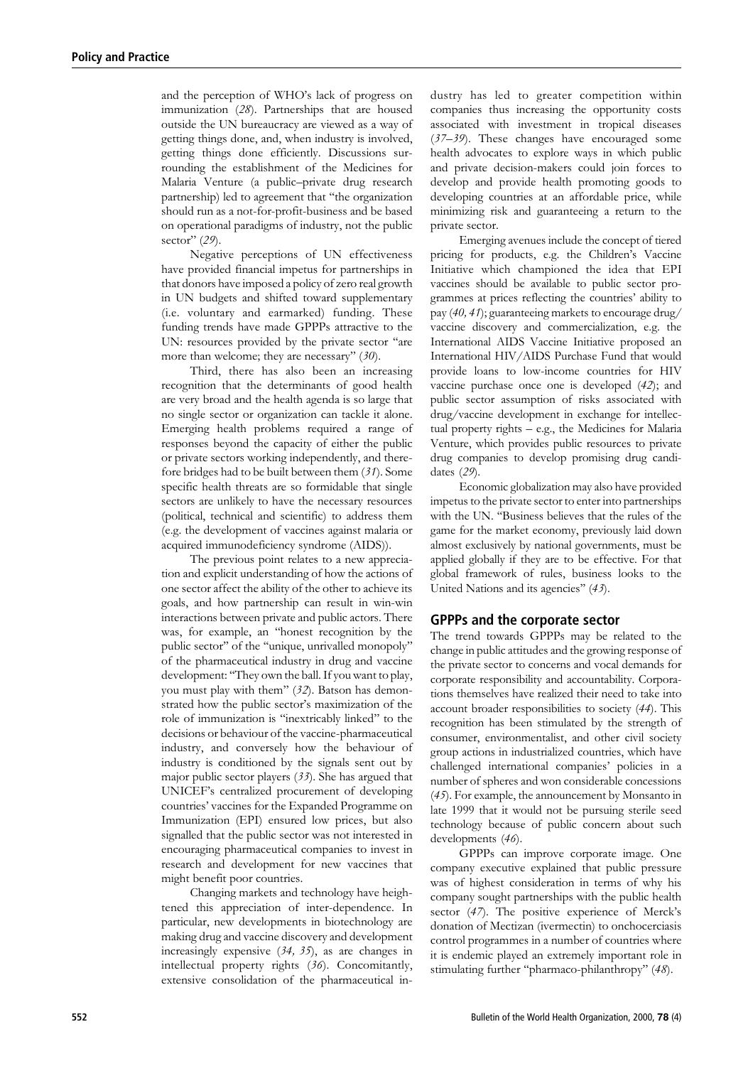and the perception of WHO's lack of progress on immunization (*28*). Partnerships that are housed outside the UN bureaucracy are viewed as a way of getting things done, and, when industry is involved, getting things done efficiently. Discussions surrounding the establishment of the Medicines for Malaria Venture (a public–private drug research partnership) led to agreement that "the organization should run as a not-for-profit-business and be based on operational paradigms of industry, not the public sector" (*29*).

Negative perceptions of UN effectiveness have provided financial impetus for partnerships in that donors have imposed a policy of zero real growth in UN budgets and shifted toward supplementary (i.e. voluntary and earmarked) funding. These funding trends have made GPPPs attractive to the UN: resources provided by the private sector "are more than welcome; they are necessary" (*30*).

Third, there has also been an increasing recognition that the determinants of good health are very broad and the health agenda is so large that no single sector or organization can tackle it alone. Emerging health problems required a range of responses beyond the capacity of either the public or private sectors working independently, and therefore bridges had to be built between them (*31*). Some specific health threats are so formidable that single sectors are unlikely to have the necessary resources (political, technical and scientific) to address them (e.g. the development of vaccines against malaria or acquired immunodeficiency syndrome (AIDS)).

The previous point relates to a new appreciation and explicit understanding of how the actions of one sector affect the ability of the other to achieve its goals, and how partnership can result in win-win interactions between private and public actors. There was, for example, an "honest recognition by the public sector" of the "unique, unrivalled monopoly" of the pharmaceutical industry in drug and vaccine development: "They own the ball. If you want to play, you must play with them" (*32*). Batson has demonstrated how the public sector's maximization of the role of immunization is "inextricably linked" to the decisions or behaviour of the vaccine-pharmaceutical industry, and conversely how the behaviour of industry is conditioned by the signals sent out by major public sector players (*33*). She has argued that UNICEF's centralized procurement of developing countries' vaccines for the Expanded Programme on Immunization (EPI) ensured low prices, but also signalled that the public sector was not interested in encouraging pharmaceutical companies to invest in research and development for new vaccines that might benefit poor countries.

Changing markets and technology have heightened this appreciation of inter-dependence. In particular, new developments in biotechnology are making drug and vaccine discovery and development increasingly expensive (*34, 35*), as are changes in intellectual property rights (*36*). Concomitantly, extensive consolidation of the pharmaceutical industry has led to greater competition within companies thus increasing the opportunity costs associated with investment in tropical diseases (*37–39*). These changes have encouraged some health advocates to explore ways in which public and private decision-makers could join forces to develop and provide health promoting goods to developing countries at an affordable price, while minimizing risk and guaranteeing a return to the private sector.

Emerging avenues include the concept of tiered pricing for products, e.g. the Children's Vaccine Initiative which championed the idea that EPI vaccines should be available to public sector programmes at prices reflecting the countries' ability to pay (*40, 41*); guaranteeing markets to encourage drug/vaccine discovery and commercialization, e.g. the International AIDS Vaccine Initiative proposed an International HIV/AIDS Purchase Fund that would provide loans to low-income countries for HIV vaccine purchase once one is developed (*42*); and public sector assumption of risks associated with drug/vaccine development in exchange for intellectual property rights – e.g., the Medicines for Malaria Venture, which provides public resources to private drug companies to develop promising drug candidates (*29*).

Economic globalization may also have provided impetus to the private sector to enter into partnerships with the UN. "Business believes that the rules of the game for the market economy, previously laid down almost exclusively by national governments, must be applied globally if they are to be effective. For that global framework of rules, business looks to the United Nations and its agencies" (*43*).

## GPPPs and the corporate sector

The trend towards GPPPs may be related to the change in public attitudes and the growing response of the private sector to concerns and vocal demands for corporate responsibility and accountability. Corporations themselves have realized their need to take into account broader responsibilities to society (*44*). This recognition has been stimulated by the strength of consumer, environmentalist, and other civil society group actions in industrialized countries, which have challenged international companies' policies in a number of spheres and won considerable concessions (*45*). For example, the announcement by Monsanto in late 1999 that it would not be pursuing sterile seed technology because of public concern about such developments (*46*).

GPPPs can improve corporate image. One company executive explained that public pressure was of highest consideration in terms of why his company sought partnerships with the public health sector (*47*). The positive experience of Merck's donation of Mectizan (ivermectin) to onchocerciasis control programmes in a number of countries where it is endemic played an extremely important role in stimulating further "pharmaco-philanthropy" (*48*).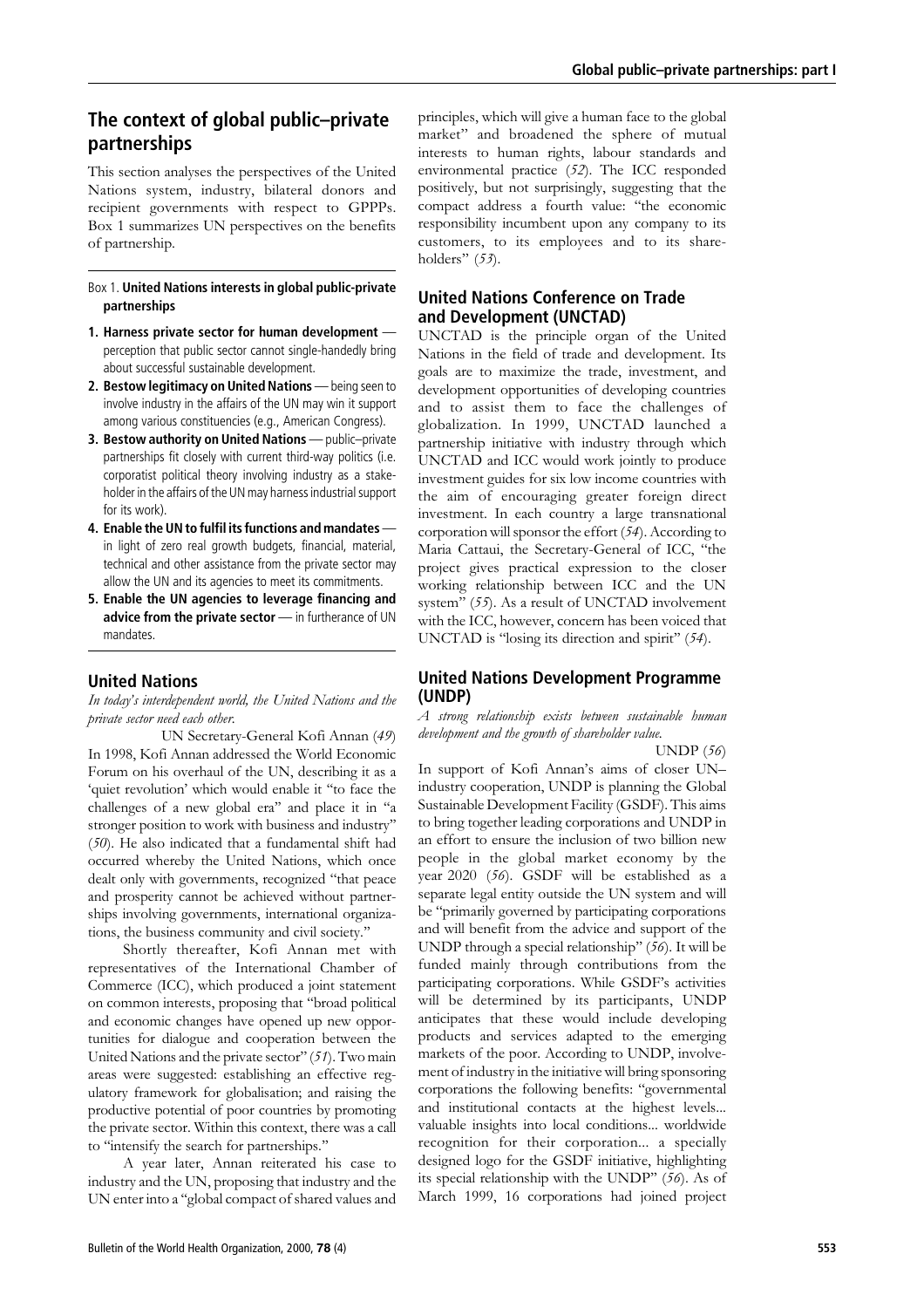## The context of global public–private partnerships

This section analyses the perspectives of the United Nations system, industry, bilateral donors and recipient governments with respect to GPPPs. Box 1 summarizes UN perspectives on the benefits of partnership.

Box 1. **United Nations interests in global public-private partnerships**

1. **Harness private sector for human development** — perception that public sector cannot single-handedly bring about successful sustainable development.
2. **Bestow legitimacy on United Nations** — being seen to involve industry in the affairs of the UN may win it support among various constituencies (e.g., American Congress).
3. **Bestow authority on United Nations** — public–private partnerships fit closely with current third-way politics (i.e. corporatist political theory involving industry as a stakeholder in the affairs of the UN may harness industrial support for its work).
4. **Enable the UN to fulfil its functions and mandates** — in light of zero real growth budgets, financial, material, technical and other assistance from the private sector may allow the UN and its agencies to meet its commitments.
5. **Enable the UN agencies to leverage financing and advice from the private sector** — in furtherance of UN mandates.

### United Nations

*In today's interdependent world, the United Nations and the private sector need each other.*

UN Secretary-General Kofi Annan (*49*)

In 1998, Kofi Annan addressed the World Economic Forum on his overhaul of the UN, describing it as a 'quiet revolution' which would enable it "to face the challenges of a new global era" and place it in "a stronger position to work with business and industry" (*50*). He also indicated that a fundamental shift had occurred whereby the United Nations, which once dealt only with governments, recognized "that peace and prosperity cannot be achieved without partnerships involving governments, international organizations, the business community and civil society."

Shortly thereafter, Kofi Annan met with representatives of the International Chamber of Commerce (ICC), which produced a joint statement on common interests, proposing that "broad political and economic changes have opened up new opportunities for dialogue and cooperation between the United Nations and the private sector" (*51*). Two main areas were suggested: establishing an effective regulatory framework for globalisation; and raising the productive potential of poor countries by promoting the private sector. Within this context, there was a call to "intensify the search for partnerships."

A year later, Annan reiterated his case to industry and the UN, proposing that industry and the UN enter into a "global compact of shared values and principles, which will give a human face to the global market" and broadened the sphere of mutual interests to human rights, labour standards and environmental practice (*52*). The ICC responded positively, but not surprisingly, suggesting that the compact address a fourth value: "the economic responsibility incumbent upon any company to its customers, to its employees and to its shareholders" (*53*).

### United Nations Conference on Trade and Development (UNCTAD)

UNCTAD is the principle organ of the United Nations in the field of trade and development. Its goals are to maximize the trade, investment, and development opportunities of developing countries and to assist them to face the challenges of globalization. In 1999, UNCTAD launched a partnership initiative with industry through which UNCTAD and ICC would work jointly to produce investment guides for six low income countries with the aim of encouraging greater foreign direct investment. In each country a large transnational corporation will sponsor the effort (*54*). According to Maria Cattaui, the Secretary-General of ICC, "the project gives practical expression to the closer working relationship between ICC and the UN system" (*55*). As a result of UNCTAD involvement with the ICC, however, concern has been voiced that UNCTAD is "losing its direction and spirit" (*54*).

### United Nations Development Programme (UNDP)

*A strong relationship exists between sustainable human development and the growth of shareholder value.*

UNDP (*56*)

In support of Kofi Annan's aims of closer UN–industry cooperation, UNDP is planning the Global Sustainable Development Facility (GSDF). This aims to bring together leading corporations and UNDP in an effort to ensure the inclusion of two billion new people in the global market economy by the year 2020 (*56*). GSDF will be established as a separate legal entity outside the UN system and will be "primarily governed by participating corporations and will benefit from the advice and support of the UNDP through a special relationship" (*56*). It will be funded mainly through contributions from the participating corporations. While GSDF's activities will be determined by its participants, UNDP anticipates that these would include developing products and services adapted to the emerging markets of the poor. According to UNDP, involvement of industry in the initiative will bring sponsoring corporations the following benefits: "governmental and institutional contacts at the highest levels... valuable insights into local conditions... worldwide recognition for their corporation... a specially designed logo for the GSDF initiative, highlighting its special relationship with the UNDP" (*56*). As of March 1999, 16 corporations had joined project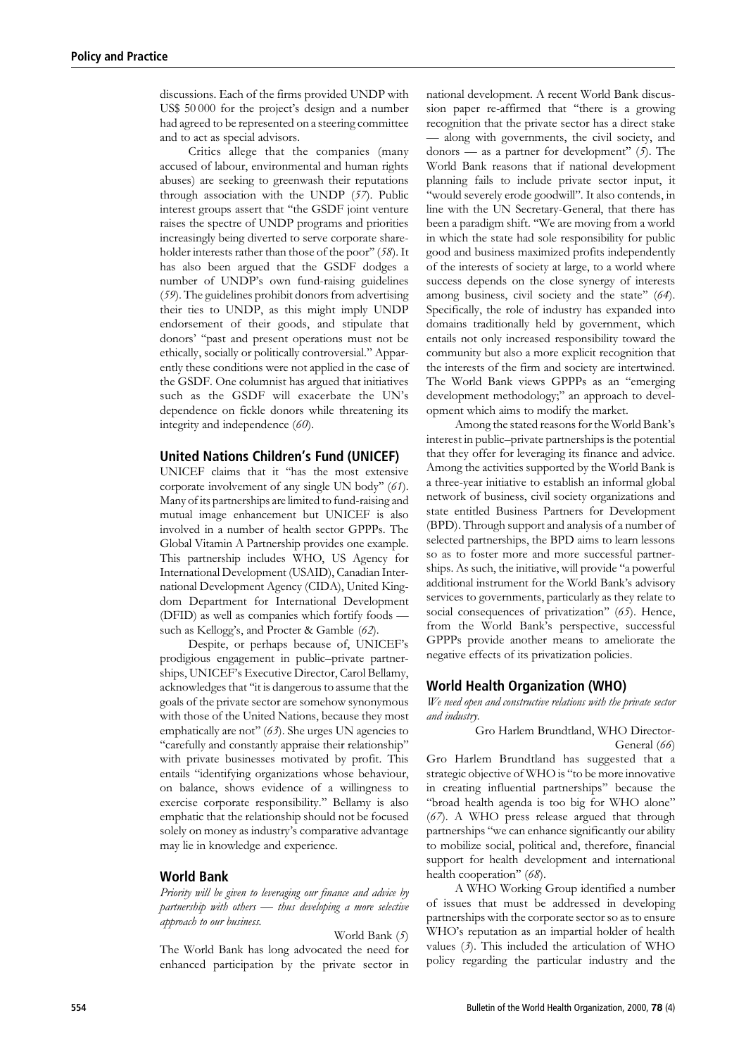discussions. Each of the firms provided UNDP with US$ 50 000 for the project's design and a number had agreed to be represented on a steering committee and to act as special advisors.

Critics allege that the companies (many accused of labour, environmental and human rights abuses) are seeking to greenwash their reputations through association with the UNDP (*57*). Public interest groups assert that "the GSDF joint venture raises the spectre of UNDP programs and priorities increasingly being diverted to serve corporate shareholder interests rather than those of the poor" (*58*). It has also been argued that the GSDF dodges a number of UNDP's own fund-raising guidelines (*59*). The guidelines prohibit donors from advertising their ties to UNDP, as this might imply UNDP endorsement of their goods, and stipulate that donors' "past and present operations must not be ethically, socially or politically controversial." Apparently these conditions were not applied in the case of the GSDF. One columnist has argued that initiatives such as the GSDF will exacerbate the UN's dependence on fickle donors while threatening its integrity and independence (*60*).

## United Nations Children's Fund (UNICEF)

UNICEF claims that it "has the most extensive corporate involvement of any single UN body" (*61*). Many of its partnerships are limited to fund-raising and mutual image enhancement but UNICEF is also involved in a number of health sector GPPPs. The Global Vitamin A Partnership provides one example. This partnership includes WHO, US Agency for International Development (USAID), Canadian International Development Agency (CIDA), United Kingdom Department for International Development (DFID) as well as companies which fortify foods — such as Kellogg's, and Procter & Gamble (*62*).

Despite, or perhaps because of, UNICEF's prodigious engagement in public–private partnerships, UNICEF's Executive Director, Carol Bellamy, acknowledges that "it is dangerous to assume that the goals of the private sector are somehow synonymous with those of the United Nations, because they most emphatically are not" (*63*). She urges UN agencies to "carefully and constantly appraise their relationship" with private businesses motivated by profit. This entails "identifying organizations whose behaviour, on balance, shows evidence of a willingness to exercise corporate responsibility." Bellamy is also emphatic that the relationship should not be focused solely on money as industry's comparative advantage may lie in knowledge and experience.

## World Bank

*Priority will be given to leveraging our finance and advice by partnership with others — thus developing a more selective approach to our business.*

World Bank (*5*)

The World Bank has long advocated the need for enhanced participation by the private sector in national development. A recent World Bank discussion paper re-affirmed that "there is a growing recognition that the private sector has a direct stake — along with governments, the civil society, and donors — as a partner for development" (*5*). The World Bank reasons that if national development planning fails to include private sector input, it "would severely erode goodwill". It also contends, in line with the UN Secretary-General, that there has been a paradigm shift. "We are moving from a world in which the state had sole responsibility for public good and business maximized profits independently of the interests of society at large, to a world where success depends on the close synergy of interests among business, civil society and the state" (*64*). Specifically, the role of industry has expanded into domains traditionally held by government, which entails not only increased responsibility toward the community but also a more explicit recognition that the interests of the firm and society are intertwined. The World Bank views GPPPs as an "emerging development methodology;" an approach to development which aims to modify the market.

Among the stated reasons for the World Bank's interest in public–private partnerships is the potential that they offer for leveraging its finance and advice. Among the activities supported by the World Bank is a three-year initiative to establish an informal global network of business, civil society organizations and state entitled Business Partners for Development (BPD). Through support and analysis of a number of selected partnerships, the BPD aims to learn lessons so as to foster more and more successful partnerships. As such, the initiative, will provide "a powerful additional instrument for the World Bank's advisory services to governments, particularly as they relate to social consequences of privatization" (*65*). Hence, from the World Bank's perspective, successful GPPPs provide another means to ameliorate the negative effects of its privatization policies.

## World Health Organization (WHO)

*We need open and constructive relations with the private sector and industry.*

Gro Harlem Brundtland, WHO Director-General (*66*)

Gro Harlem Brundtland has suggested that a strategic objective of WHO is "to be more innovative in creating influential partnerships" because the "broad health agenda is too big for WHO alone" (*67*). A WHO press release argued that through partnerships "we can enhance significantly our ability to mobilize social, political and, therefore, financial support for health development and international health cooperation" (*68*).

A WHO Working Group identified a number of issues that must be addressed in developing partnerships with the corporate sector so as to ensure WHO's reputation as an impartial holder of health values (*3*). This included the articulation of WHO policy regarding the particular industry and the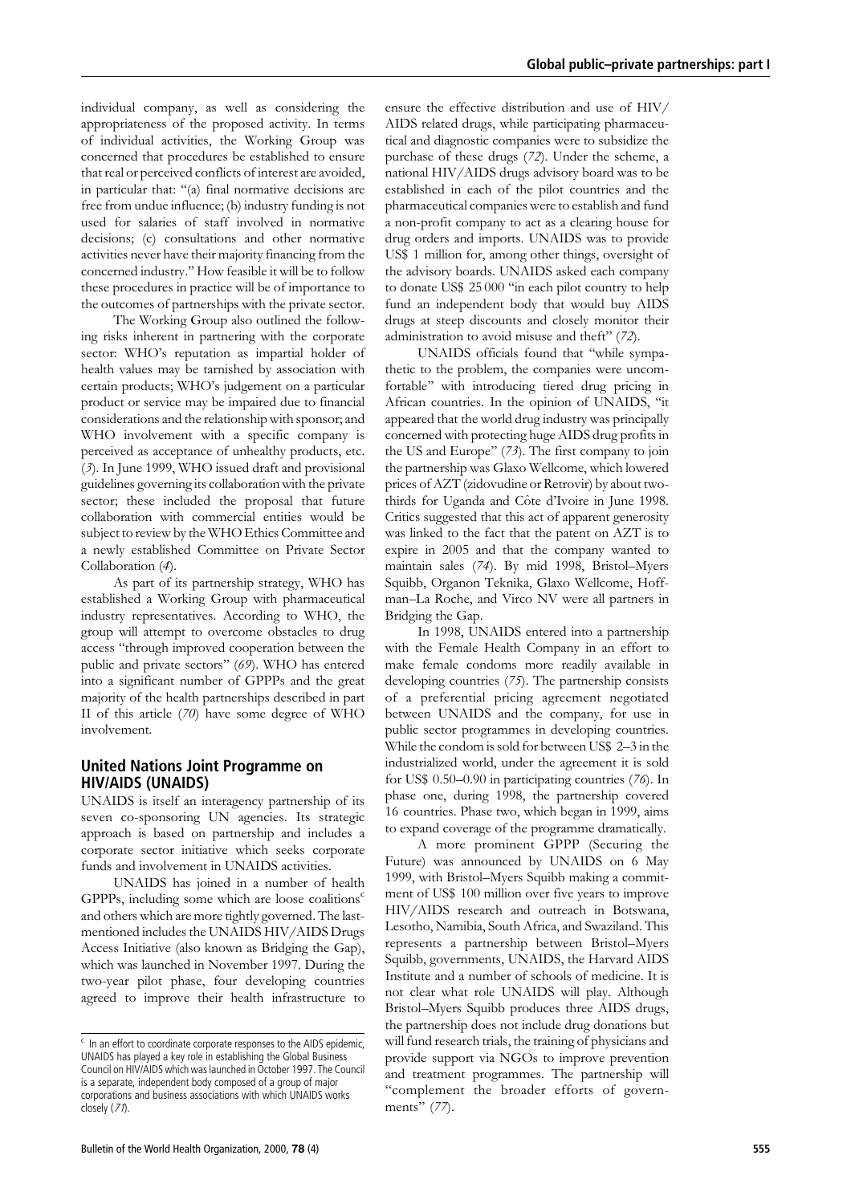individual company, as well as considering the appropriateness of the proposed activity. In terms of individual activities, the Working Group was concerned that procedures be established to ensure that real or perceived conflicts of interest are avoided, in particular that: "(a) final normative decisions are free from undue influence; (b) industry funding is not used for salaries of staff involved in normative decisions; (c) consultations and other normative activities never have their majority financing from the concerned industry." How feasible it will be to follow these procedures in practice will be of importance to the outcomes of partnerships with the private sector.

The Working Group also outlined the following risks inherent in partnering with the corporate sector: WHO's reputation as impartial holder of health values may be tarnished by association with certain products; WHO's judgement on a particular product or service may be impaired due to financial considerations and the relationship with sponsor; and WHO involvement with a specific company is perceived as acceptance of unhealthy products, etc. (*3*). In June 1999, WHO issued draft and provisional guidelines governing its collaboration with the private sector; these included the proposal that future collaboration with commercial entities would be subject to review by the WHO Ethics Committee and a newly established Committee on Private Sector Collaboration (*4*).

As part of its partnership strategy, WHO has established a Working Group with pharmaceutical industry representatives. According to WHO, the group will attempt to overcome obstacles to drug access "through improved cooperation between the public and private sectors" (*69*). WHO has entered into a significant number of GPPPs and the great majority of the health partnerships described in part II of this article (*70*) have some degree of WHO involvement.

## United Nations Joint Programme on HIV/AIDS (UNAIDS)

UNAIDS is itself an interagency partnership of its seven co-sponsoring UN agencies. Its strategic approach is based on partnership and includes a corporate sector initiative which seeks corporate funds and involvement in UNAIDS activities.

UNAIDS has joined in a number of health GPPPs, including some which are loose coalitions[c] and others which are more tightly governed. The last-mentioned includes the UNAIDS HIV/AIDS Drugs Access Initiative (also known as Bridging the Gap), which was launched in November 1997. During the two-year pilot phase, four developing countries agreed to improve their health infrastructure to ensure the effective distribution and use of HIV/AIDS related drugs, while participating pharmaceutical and diagnostic companies were to subsidize the purchase of these drugs (*72*). Under the scheme, a national HIV/AIDS drugs advisory board was to be established in each of the pilot countries and the pharmaceutical companies were to establish and fund a non-profit company to act as a clearing house for drug orders and imports. UNAIDS was to provide US$ 1 million for, among other things, oversight of the advisory boards. UNAIDS asked each company to donate US$ 25 000 "in each pilot country to help fund an independent body that would buy AIDS drugs at steep discounts and closely monitor their administration to avoid misuse and theft" (*72*).

UNAIDS officials found that "while sympathetic to the problem, the companies were uncomfortable" with introducing tiered drug pricing in African countries. In the opinion of UNAIDS, "it appeared that the world drug industry was principally concerned with protecting huge AIDS drug profits in the US and Europe" (*73*). The first company to join the partnership was Glaxo Wellcome, which lowered prices of AZT (zidovudine or Retrovir) by about two-thirds for Uganda and Côte d'Ivoire in June 1998. Critics suggested that this act of apparent generosity was linked to the fact that the patent on AZT is to expire in 2005 and that the company wanted to maintain sales (*74*). By mid 1998, Bristol–Myers Squibb, Organon Teknika, Glaxo Wellcome, Hoffman–La Roche, and Virco NV were all partners in Bridging the Gap.

In 1998, UNAIDS entered into a partnership with the Female Health Company in an effort to make female condoms more readily available in developing countries (*75*). The partnership consists of a preferential pricing agreement negotiated between UNAIDS and the company, for use in public sector programmes in developing countries. While the condom is sold for between US$ 2–3 in the industrialized world, under the agreement it is sold for US$ 0.50–0.90 in participating countries (*76*). In phase one, during 1998, the partnership covered 16 countries. Phase two, which began in 1999, aims to expand coverage of the programme dramatically.

A more prominent GPPP (Securing the Future) was announced by UNAIDS on 6 May 1999, with Bristol–Myers Squibb making a commitment of US$ 100 million over five years to improve HIV/AIDS research and outreach in Botswana, Lesotho, Namibia, South Africa, and Swaziland. This represents a partnership between Bristol–Myers Squibb, governments, UNAIDS, the Harvard AIDS Institute and a number of schools of medicine. It is not clear what role UNAIDS will play. Although Bristol–Myers Squibb produces three AIDS drugs, the partnership does not include drug donations but will fund research trials, the training of physicians and provide support via NGOs to improve prevention and treatment programmes. The partnership will "complement the broader efforts of governments" (*77*).

[c] In an effort to coordinate corporate responses to the AIDS epidemic, UNAIDS has played a key role in establishing the Global Business Council on HIV/AIDS which was launched in October 1997. The Council is a separate, independent body composed of a group of major corporations and business associations with which UNAIDS works closely (*71*).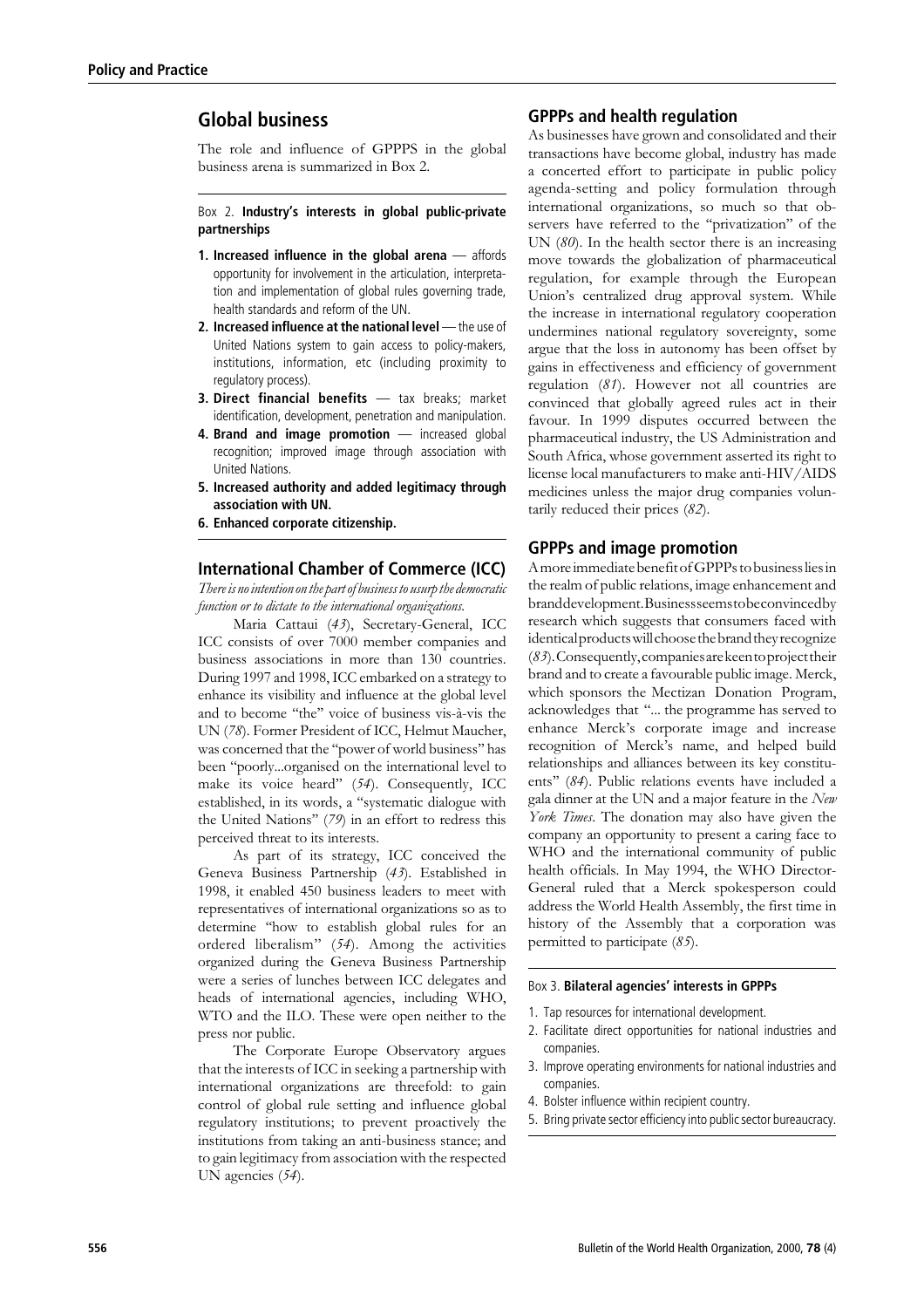## Global business

The role and influence of GPPPS in the global business arena is summarized in Box 2.

Box 2. **Industry's interests in global public-private partnerships**

1. **Increased influence in the global arena** — affords opportunity for involvement in the articulation, interpretation and implementation of global rules governing trade, health standards and reform of the UN.
2. **Increased influence at the national level** — the use of United Nations system to gain access to policy-makers, institutions, information, etc (including proximity to regulatory process).
3. **Direct financial benefits** — tax breaks; market identification, development, penetration and manipulation.
4. **Brand and image promotion** — increased global recognition; improved image through association with United Nations.
5. **Increased authority and added legitimacy through association with UN.**
6. **Enhanced corporate citizenship.**

## International Chamber of Commerce (ICC)

*There is no intention on the part of business to usurp the democratic function or to dictate to the international organizations.*

Maria Cattaui (*43*), Secretary-General, ICC

ICC consists of over 7000 member companies and business associations in more than 130 countries. During 1997 and 1998, ICC embarked on a strategy to enhance its visibility and influence at the global level and to become "the" voice of business vis-à-vis the UN (*78*). Former President of ICC, Helmut Maucher, was concerned that the "power of world business" has been "poorly...organised on the international level to make its voice heard" (*54*). Consequently, ICC established, in its words, a "systematic dialogue with the United Nations" (*79*) in an effort to redress this perceived threat to its interests.

As part of its strategy, ICC conceived the Geneva Business Partnership (*43*). Established in 1998, it enabled 450 business leaders to meet with representatives of international organizations so as to determine "how to establish global rules for an ordered liberalism" (*54*). Among the activities organized during the Geneva Business Partnership were a series of lunches between ICC delegates and heads of international agencies, including WHO, WTO and the ILO. These were open neither to the press nor public.

The Corporate Europe Observatory argues that the interests of ICC in seeking a partnership with international organizations are threefold: to gain control of global rule setting and influence global regulatory institutions; to prevent proactively the institutions from taking an anti-business stance; and to gain legitimacy from association with the respected UN agencies (*54*).

## GPPPs and health regulation

As businesses have grown and consolidated and their transactions have become global, industry has made a concerted effort to participate in public policy agenda-setting and policy formulation through international organizations, so much so that observers have referred to the "privatization" of the UN (*80*). In the health sector there is an increasing move towards the globalization of pharmaceutical regulation, for example through the European Union's centralized drug approval system. While the increase in international regulatory cooperation undermines national regulatory sovereignty, some argue that the loss in autonomy has been offset by gains in effectiveness and efficiency of government regulation (*81*). However not all countries are convinced that globally agreed rules act in their favour. In 1999 disputes occurred between the pharmaceutical industry, the US Administration and South Africa, whose government asserted its right to license local manufacturers to make anti-HIV/AIDS medicines unless the major drug companies voluntarily reduced their prices (*82*).

## GPPPs and image promotion

A more immediate benefit of GPPPs to business lies in the realm of public relations, image enhancement and brand development. Business seems to be convinced by research which suggests that consumers faced with identical products will choose the brand they recognize (*83*). Consequently, companies are keen to project their brand and to create a favourable public image. Merck, which sponsors the Mectizan Donation Program, acknowledges that "... the programme has served to enhance Merck's corporate image and increase recognition of Merck's name, and helped build relationships and alliances between its key constituents" (*84*). Public relations events have included a gala dinner at the UN and a major feature in the *New York Times*. The donation may also have given the company an opportunity to present a caring face to WHO and the international community of public health officials. In May 1994, the WHO Director-General ruled that a Merck spokesperson could address the World Health Assembly, the first time in history of the Assembly that a corporation was permitted to participate (*85*).

Box 3. **Bilateral agencies' interests in GPPPs**

1. Tap resources for international development.
2. Facilitate direct opportunities for national industries and companies.
3. Improve operating environments for national industries and companies.
4. Bolster influence within recipient country.
5. Bring private sector efficiency into public sector bureaucracy.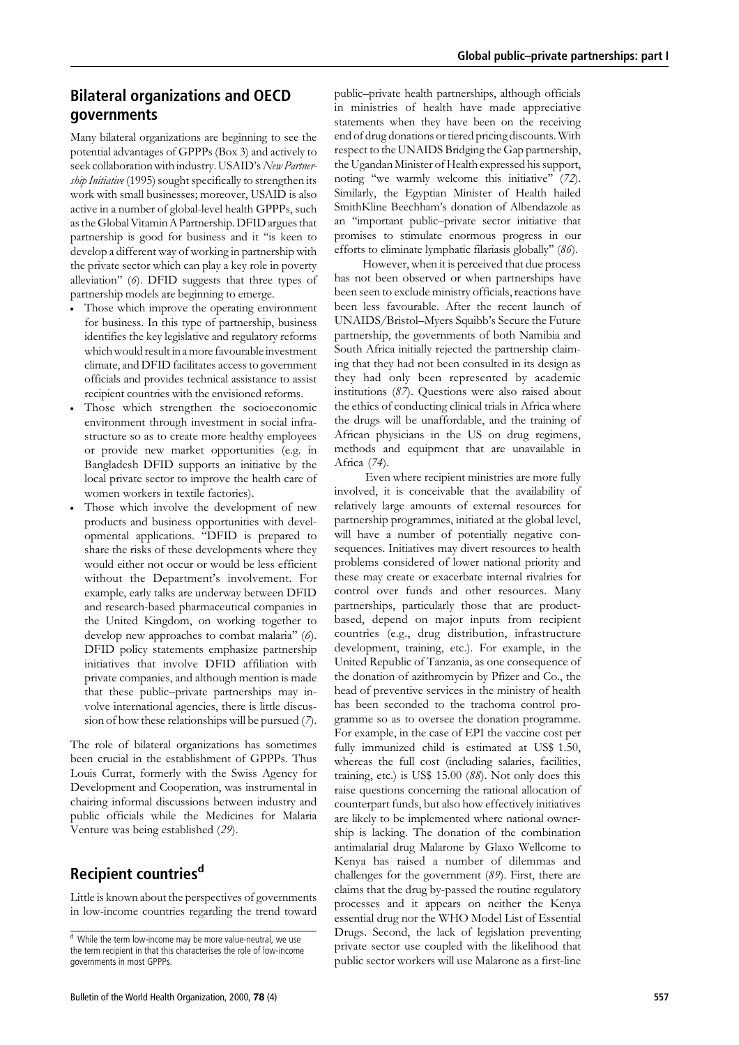## Bilateral organizations and OECD governments

Many bilateral organizations are beginning to see the potential advantages of GPPPs (Box 3) and actively to seek collaboration with industry. USAID's *New Partnership Initiative* (1995) sought specifically to strengthen its work with small businesses; moreover, USAID is also active in a number of global-level health GPPPs, such as the Global Vitamin A Partnership. DFID argues that partnership is good for business and it "is keen to develop a different way of working in partnership with the private sector which can play a key role in poverty alleviation" (*6*). DFID suggests that three types of partnership models are beginning to emerge.

- Those which improve the operating environment for business. In this type of partnership, business identifies the key legislative and regulatory reforms which would result in a more favourable investment climate, and DFID facilitates access to government officials and provides technical assistance to assist recipient countries with the envisioned reforms.
- Those which strengthen the socioeconomic environment through investment in social infrastructure so as to create more healthy employees or provide new market opportunities (e.g. in Bangladesh DFID supports an initiative by the local private sector to improve the health care of women workers in textile factories).
- Those which involve the development of new products and business opportunities with developmental applications. "DFID is prepared to share the risks of these developments where they would either not occur or would be less efficient without the Department's involvement. For example, early talks are underway between DFID and research-based pharmaceutical companies in the United Kingdom, on working together to develop new approaches to combat malaria" (*6*). DFID policy statements emphasize partnership initiatives that involve DFID affiliation with private companies, and although mention is made that these public–private partnerships may involve international agencies, there is little discussion of how these relationships will be pursued (*7*).

The role of bilateral organizations has sometimes been crucial in the establishment of GPPPs. Thus Louis Currat, formerly with the Swiss Agency for Development and Cooperation, was instrumental in chairing informal discussions between industry and public officials while the Medicines for Malaria Venture was being established (*29*).

## Recipient countries[d]

Little is known about the perspectives of governments in low-income countries regarding the trend toward public–private health partnerships, although officials in ministries of health have made appreciative statements when they have been on the receiving end of drug donations or tiered pricing discounts. With respect to the UNAIDS Bridging the Gap partnership, the Ugandan Minister of Health expressed his support, noting "we warmly welcome this initiative" (*72*). Similarly, the Egyptian Minister of Health hailed SmithKline Beechham's donation of Albendazole as an "important public–private sector initiative that promises to stimulate enormous progress in our efforts to eliminate lymphatic filariasis globally" (*86*).

However, when it is perceived that due process has not been observed or when partnerships have been seen to exclude ministry officials, reactions have been less favourable. After the recent launch of UNAIDS/Bristol–Myers Squibb's Secure the Future partnership, the governments of both Namibia and South Africa initially rejected the partnership claiming that they had not been consulted in its design as they had only been represented by academic institutions (*87*). Questions were also raised about the ethics of conducting clinical trials in Africa where the drugs will be unaffordable, and the training of African physicians in the US on drug regimens, methods and equipment that are unavailable in Africa (*74*).

Even where recipient ministries are more fully involved, it is conceivable that the availability of relatively large amounts of external resources for partnership programmes, initiated at the global level, will have a number of potentially negative consequences. Initiatives may divert resources to health problems considered of lower national priority and these may create or exacerbate internal rivalries for control over funds and other resources. Many partnerships, particularly those that are product-based, depend on major inputs from recipient countries (e.g., drug distribution, infrastructure development, training, etc.). For example, in the United Republic of Tanzania, as one consequence of the donation of azithromycin by Pfizer and Co., the head of preventive services in the ministry of health has been seconded to the trachoma control programme so as to oversee the donation programme. For example, in the case of EPI the vaccine cost per fully immunized child is estimated at US$ 1.50, whereas the full cost (including salaries, facilities, training, etc.) is US$ 15.00 (*88*). Not only does this raise questions concerning the rational allocation of counterpart funds, but also how effectively initiatives are likely to be implemented where national ownership is lacking. The donation of the combination antimalarial drug Malarone by Glaxo Wellcome to Kenya has raised a number of dilemmas and challenges for the government (*89*). First, there are claims that the drug by-passed the routine regulatory processes and it appears on neither the Kenya essential drug nor the WHO Model List of Essential Drugs. Second, the lack of legislation preventing private sector use coupled with the likelihood that public sector workers will use Malarone as a first-line

[d] While the term low-income may be more value-neutral, we use the term recipient in that this characterises the role of low-income governments in most GPPPs.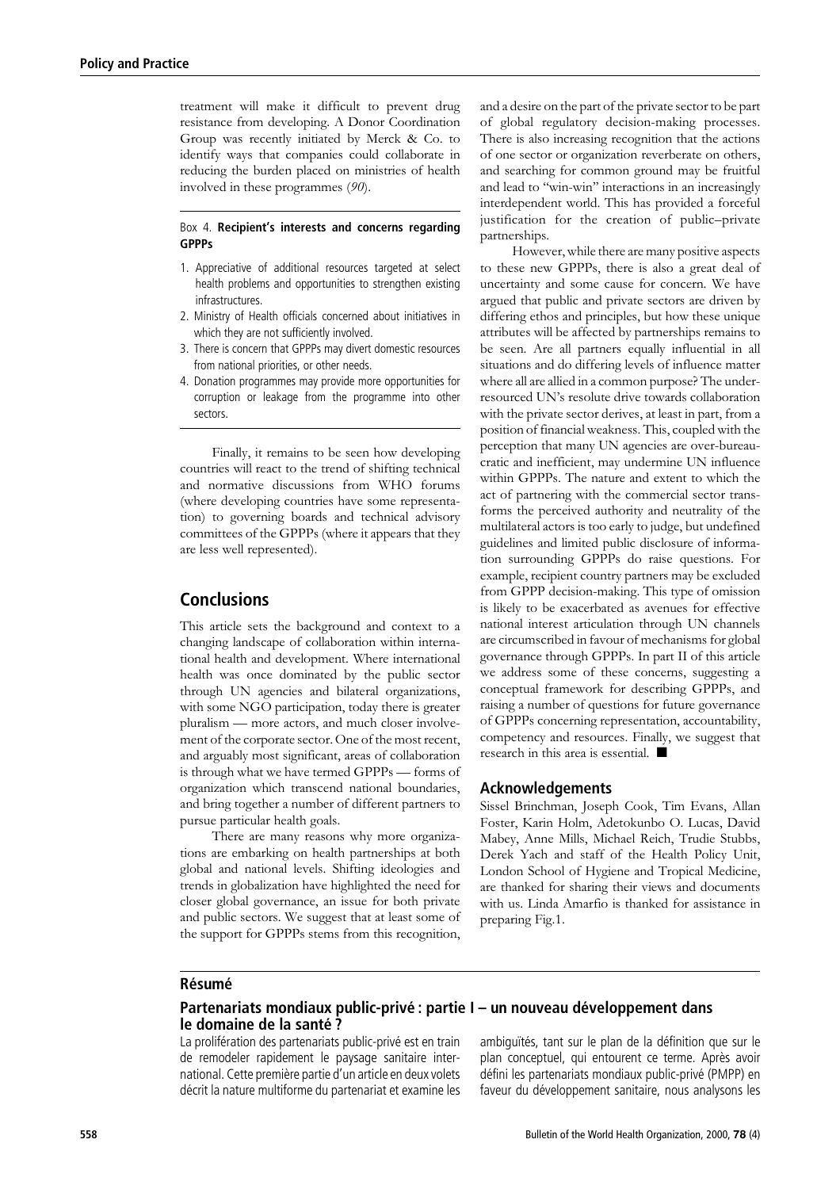treatment will make it difficult to prevent drug resistance from developing. A Donor Coordination Group was recently initiated by Merck & Co. to identify ways that companies could collaborate in reducing the burden placed on ministries of health involved in these programmes (*90*).

Box 4. **Recipient's interests and concerns regarding GPPPs**

1. Appreciative of additional resources targeted at select health problems and opportunities to strengthen existing infrastructures.
2. Ministry of Health officials concerned about initiatives in which they are not sufficiently involved.
3. There is concern that GPPPs may divert domestic resources from national priorities, or other needs.
4. Donation programmes may provide more opportunities for corruption or leakage from the programme into other sectors.

Finally, it remains to be seen how developing countries will react to the trend of shifting technical and normative discussions from WHO forums (where developing countries have some representation) to governing boards and technical advisory committees of the GPPPs (where it appears that they are less well represented).

## Conclusions

This article sets the background and context to a changing landscape of collaboration within international health and development. Where international health was once dominated by the public sector through UN agencies and bilateral organizations, with some NGO participation, today there is greater pluralism — more actors, and much closer involvement of the corporate sector. One of the most recent, and arguably most significant, areas of collaboration is through what we have termed GPPPs — forms of organization which transcend national boundaries, and bring together a number of different partners to pursue particular health goals.

There are many reasons why more organizations are embarking on health partnerships at both global and national levels. Shifting ideologies and trends in globalization have highlighted the need for closer global governance, an issue for both private and public sectors. We suggest that at least some of the support for GPPPs stems from this recognition, and a desire on the part of the private sector to be part of global regulatory decision-making processes. There is also increasing recognition that the actions of one sector or organization reverberate on others, and searching for common ground may be fruitful and lead to "win-win" interactions in an increasingly interdependent world. This has provided a forceful justification for the creation of public–private partnerships.

However, while there are many positive aspects to these new GPPPs, there is also a great deal of uncertainty and some cause for concern. We have argued that public and private sectors are driven by differing ethos and principles, but how these unique attributes will be affected by partnerships remains to be seen. Are all partners equally influential in all situations and do differing levels of influence matter where all are allied in a common purpose? The under-resourced UN's resolute drive towards collaboration with the private sector derives, at least in part, from a position of financial weakness. This, coupled with the perception that many UN agencies are over-bureaucratic and inefficient, may undermine UN influence within GPPPs. The nature and extent to which the act of partnering with the commercial sector transforms the perceived authority and neutrality of the multilateral actors is too early to judge, but undefined guidelines and limited public disclosure of information surrounding GPPPs do raise questions. For example, recipient country partners may be excluded from GPPP decision-making. This type of omission is likely to be exacerbated as avenues for effective national interest articulation through UN channels are circumscribed in favour of mechanisms for global governance through GPPPs. In part II of this article we address some of these concerns, suggesting a conceptual framework for describing GPPPs, and raising a number of questions for future governance of GPPPs concerning representation, accountability, competency and resources. Finally, we suggest that research in this area is essential. ■

## Acknowledgements

Sissel Brinchman, Joseph Cook, Tim Evans, Allan Foster, Karin Holm, Adetokunbo O. Lucas, David Mabey, Anne Mills, Michael Reich, Trudie Stubbs, Derek Yach and staff of the Health Policy Unit, London School of Hygiene and Tropical Medicine, are thanked for sharing their views and documents with us. Linda Amarfio is thanked for assistance in preparing Fig.1.

## Résumé

### Partenariats mondiaux public-privé : partie I – un nouveau développement dans le domaine de la santé ?

La prolifération des partenariats public-privé est en train de remodeler rapidement le paysage sanitaire international. Cette première partie d'un article en deux volets décrit la nature multiforme du partenariat et examine les ambiguïtés, tant sur le plan de la définition que sur le plan conceptuel, qui entourent ce terme. Après avoir défini les partenariats mondiaux public-privé (PMPP) en faveur du développement sanitaire, nous analysons les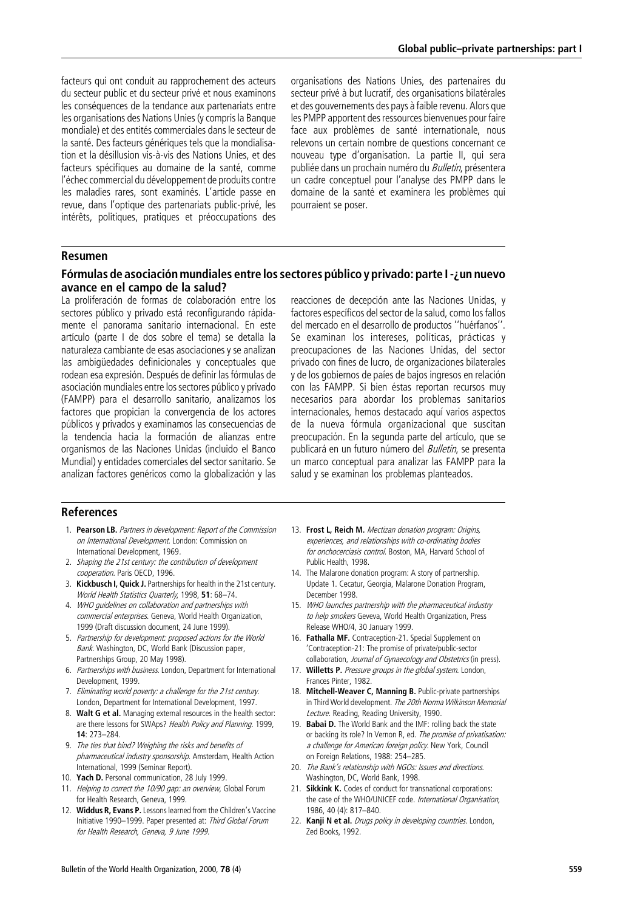facteurs qui ont conduit au rapprochement des acteurs du secteur public et du secteur privé et nous examinons les conséquences de la tendance aux partenariats entre les organisations des Nations Unies (y compris la Banque mondiale) et des entités commerciales dans le secteur de la santé. Des facteurs génériques tels que la mondialisation et la désillusion vis-à-vis des Nations Unies, et des facteurs spécifiques au domaine de la santé, comme l'échec commercial du développement de produits contre les maladies rares, sont examinés. L'article passe en revue, dans l'optique des partenariats public-privé, les intérêts, politiques, pratiques et préoccupations des organisations des Nations Unies, des partenaires du secteur privé à but lucratif, des organisations bilatérales et des gouvernements des pays à faible revenu. Alors que les PMPP apportent des ressources bienvenues pour faire face aux problèmes de santé internationale, nous relevons un certain nombre de questions concernant ce nouveau type d'organisation. La partie II, qui sera publiée dans un prochain numéro du *Bulletin*, présentera un cadre conceptuel pour l'analyse des PMPP dans le domaine de la santé et examinera les problèmes qui pourraient se poser.

## Resumen

### Fórmulas de asociación mundiales entre los sectores público y privado: parte I -¿un nuevo avance en el campo de la salud?

La proliferación de formas de colaboración entre los sectores público y privado está reconfigurando rápidamente el panorama sanitario internacional. En este artículo (parte I de dos sobre el tema) se detalla la naturaleza cambiante de esas asociaciones y se analizan las ambigüedades definicionales y conceptuales que rodean esa expresión. Después de definir las fórmulas de asociación mundiales entre los sectores público y privado (FAMPP) para el desarrollo sanitario, analizamos los factores que propician la convergencia de los actores públicos y privados y examinamos las consecuencias de la tendencia hacia la formación de alianzas entre organismos de las Naciones Unidas (incluido el Banco Mundial) y entidades comerciales del sector sanitario. Se analizan factores genéricos como la globalización y las reacciones de decepción ante las Naciones Unidas, y factores específicos del sector de la salud, como los fallos del mercado en el desarrollo de productos ''huérfanos''. Se examinan los intereses, políticas, prácticas y preocupaciones de las Naciones Unidas, del sector privado con fines de lucro, de organizaciones bilaterales y de los gobiernos de países de bajos ingresos en relación con las FAMPP. Si bien éstas reportan recursos muy necesarios para abordar los problemas sanitarios internacionales, hemos destacado aquí varios aspectos de la nueva fórmula organizacional que suscitan preocupación. En la segunda parte del artículo, que se publicará en un futuro número del *Bulletin*, se presenta un marco conceptual para analizar las FAMPP para la salud y se examinan los problemas planteados.

## References

1. **Pearson LB.** *Partners in development: Report of the Commission on International Development*. London: Commission on International Development, 1969.
2. *Shaping the 21st century: the contribution of development cooperation*. Paris OECD, 1996.
3. **Kickbusch I, Quick J.** Partnerships for health in the 21st century. *World Health Statistics Quarterly*, 1998, **51**: 68–74.
4. *WHO guidelines on collaboration and partnerships with commercial enterprises*. Geneva, World Health Organization, 1999 (Draft discussion document, 24 June 1999).
5. *Partnership for development: proposed actions for the World Bank*. Washington, DC, World Bank (Discussion paper, Partnerships Group, 20 May 1998).
6. *Partnerships with business*. London, Department for International Development, 1999.
7. *Eliminating world poverty: a challenge for the 21st century*. London, Department for International Development, 1997.
8. **Walt G et al.** Managing external resources in the health sector: are there lessons for SWAps? *Health Policy and Planning*. 1999, **14**: 273–284.
9. *The ties that bind? Weighing the risks and benefits of pharmaceutical industry sponsorship*. Amsterdam, Health Action International, 1999 (Seminar Report).
10. **Yach D.** Personal communication, 28 July 1999.
11. *Helping to correct the 10/90 gap: an overview*, Global Forum for Health Research, Geneva, 1999.
12. **Widdus R, Evans P.** Lessons learned from the Children's Vaccine Initiative 1990–1999. Paper presented at: *Third Global Forum for Health Research, Geneva, 9 June 1999*.
13. **Frost L, Reich M.** *Mectizan donation program: Origins, experiences, and relationships with co-ordinating bodies for onchocerciasis control*. Boston, MA, Harvard School of Public Health, 1998.
14. The Malarone donation program: A story of partnership. Update 1. Cecatur, Georgia, Malarone Donation Program, December 1998.
15. *WHO launches partnership with the pharmaceutical industry to help smokers* Geveva, World Health Organization, Press Release WHO/4, 30 January 1999.
16. **Fathalla MF.** Contraception-21. Special Supplement on 'Contraception-21: The promise of private/public-sector collaboration, *Journal of Gynaecology and Obstetrics* (in press).
17. **Willetts P.** *Pressure groups in the global system*. London, Frances Pinter, 1982.
18. **Mitchell-Weaver C, Manning B.** Public-private partnerships in Third World development. *The 20th Norma Wilkinson Memorial Lecture*. Reading, Reading University, 1990.
19. **Babai D.** The World Bank and the IMF: rolling back the state or backing its role? In Vernon R, ed. *The promise of privatisation: a challenge for American foreign policy*. New York, Council on Foreign Relations, 1988: 254–285.
20. *The Bank's relationship with NGOs: Issues and directions*. Washington, DC, World Bank, 1998.
21. **Sikkink K.** Codes of conduct for transnational corporations: the case of the WHO/UNICEF code. *International Organisation*, 1986, 40 (4): 817–840.
22. **Kanji N et al.** *Drugs policy in developing countries*. London, Zed Books, 1992.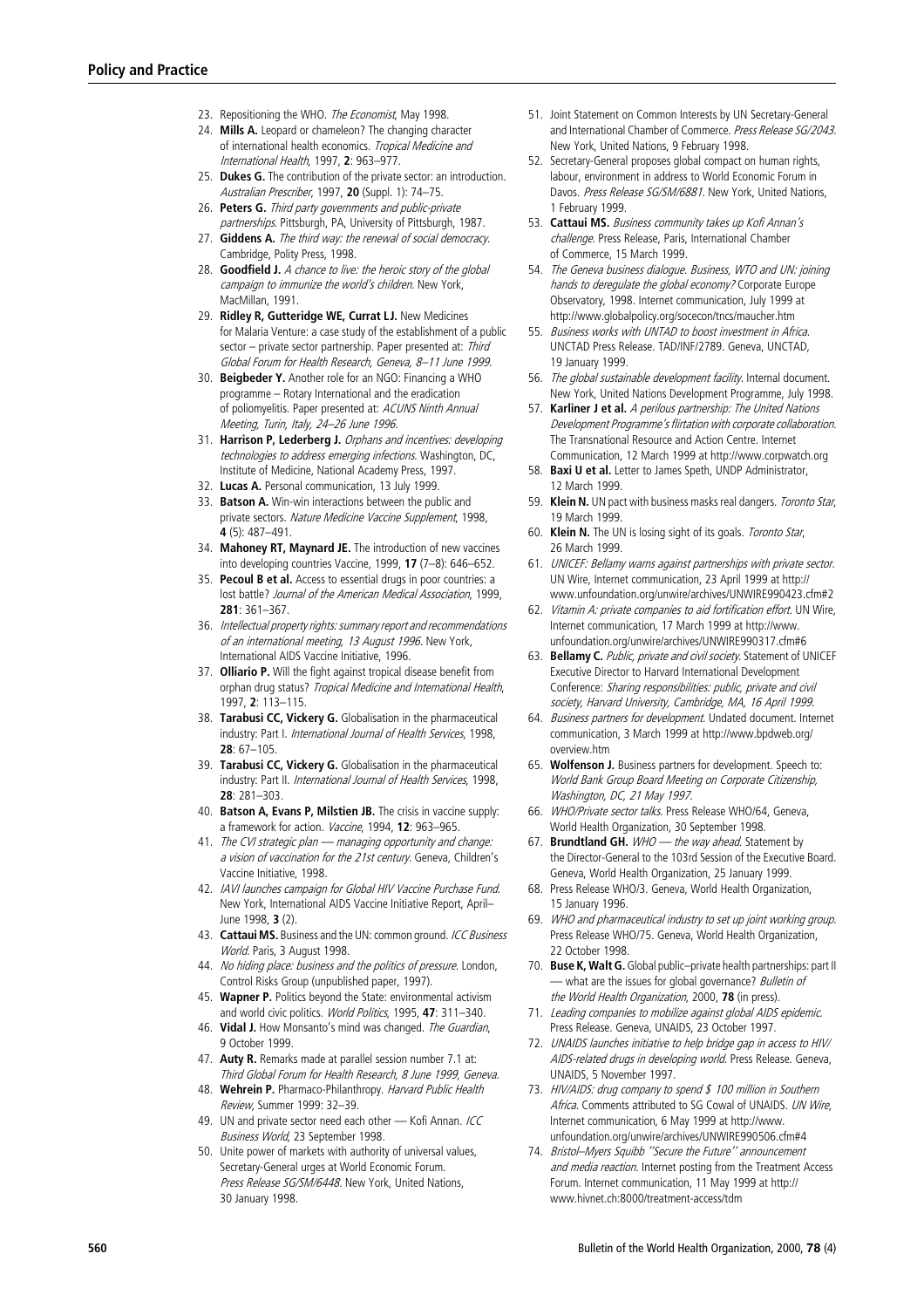23. Repositioning the WHO. *The Economist*, May 1998.
24. **Mills A.** Leopard or chameleon? The changing character of international health economics. *Tropical Medicine and International Health*, 1997, **2**: 963–977.
25. **Dukes G.** The contribution of the private sector: an introduction. *Australian Prescriber*, 1997, **20** (Suppl. 1): 74–75.
26. **Peters G.** *Third party governments and public-private partnerships*. Pittsburgh, PA, University of Pittsburgh, 1987.
27. **Giddens A.** *The third way: the renewal of social democracy*. Cambridge, Polity Press, 1998.
28. **Goodfield J.** *A chance to live: the heroic story of the global campaign to immunize the world's children*. New York, MacMillan, 1991.
29. **Ridley R, Gutteridge WE, Currat LJ.** New Medicines for Malaria Venture: a case study of the establishment of a public sector – private sector partnership. Paper presented at: *Third Global Forum for Health Research, Geneva, 8–11 June 1999*.
30. **Beigbeder Y.** Another role for an NGO: Financing a WHO programme – Rotary International and the eradication of poliomyelitis. Paper presented at: *ACUNS Ninth Annual Meeting, Turin, Italy, 24–26 June 1996*.
31. **Harrison P, Lederberg J.** *Orphans and incentives: developing technologies to address emerging infections*. Washington, DC, Institute of Medicine, National Academy Press, 1997.
32. **Lucas A.** Personal communication, 13 July 1999.
33. **Batson A.** Win-win interactions between the public and private sectors. *Nature Medicine Vaccine Supplement*, 1998, **4** (5): 487–491.
34. **Mahoney RT, Maynard JE.** The introduction of new vaccines into developing countries Vaccine, 1999, **17** (7–8): 646–652.
35. **Pecoul B et al.** Access to essential drugs in poor countries: a lost battle? *Journal of the American Medical Association*, 1999, **281**: 361–367.
36. *Intellectual property rights: summary report and recommendations of an international meeting, 13 August 1996*. New York, International AIDS Vaccine Initiative, 1996.
37. **Olliario P.** Will the fight against tropical disease benefit from orphan drug status? *Tropical Medicine and International Health*, 1997, **2**: 113–115.
38. **Tarabusi CC, Vickery G.** Globalisation in the pharmaceutical industry: Part I. *International Journal of Health Services*, 1998, **28**: 67–105.
39. **Tarabusi CC, Vickery G.** Globalisation in the pharmaceutical industry: Part II. *International Journal of Health Services*, 1998, **28**: 281–303.
40. **Batson A, Evans P, Milstien JB.** The crisis in vaccine supply: a framework for action. *Vaccine*, 1994, **12**: 963–965.
41. *The CVI strategic plan — managing opportunity and change: a vision of vaccination for the 21st century*. Geneva, Children's Vaccine Initiative, 1998.
42. *IAVI launches campaign for Global HIV Vaccine Purchase Fund*. New York, International AIDS Vaccine Initiative Report, April–June 1998, **3** (2).
43. **Cattaui MS.** Business and the UN: common ground. *ICC Business World*. Paris, 3 August 1998.
44. *No hiding place: business and the politics of pressure*. London, Control Risks Group (unpublished paper, 1997).
45. **Wapner P.** Politics beyond the State: environmental activism and world civic politics. *World Politics*, 1995, **47**: 311–340.
46. **Vidal J.** How Monsanto's mind was changed. *The Guardian*, 9 October 1999.
47. **Auty R.** Remarks made at parallel session number 7.1 at: *Third Global Forum for Health Research, 8 June 1999, Geneva*.
48. **Wehrein P.** Pharmaco-Philanthropy. *Harvard Public Health Review*, Summer 1999: 32–39.
49. UN and private sector need each other — Kofi Annan. *ICC Business World*, 23 September 1998.
50. Unite power of markets with authority of universal values, Secretary-General urges at World Economic Forum. *Press Release SG/SM/6448*. New York, United Nations, 30 January 1998.
51. Joint Statement on Common Interests by UN Secretary-General and International Chamber of Commerce. *Press Release SG/2043*. New York, United Nations, 9 February 1998.
52. Secretary-General proposes global compact on human rights, labour, environment in address to World Economic Forum in Davos. *Press Release SG/SM/6881*. New York, United Nations, 1 February 1999.
53. **Cattaui MS.** *Business community takes up Kofi Annan's challenge*. Press Release, Paris, International Chamber of Commerce, 15 March 1999.
54. *The Geneva business dialogue. Business, WTO and UN: joining hands to deregulate the global economy?* Corporate Europe Observatory, 1998. Internet communication, July 1999 at http://www.globalpolicy.org/socecon/tncs/maucher.htm
55. *Business works with UNTAD to boost investment in Africa*. UNCTAD Press Release. TAD/INF/2789. Geneva, UNCTAD, 19 January 1999.
56. *The global sustainable development facility*. Internal document. New York, United Nations Development Programme, July 1998.
57. **Karliner J et al.** *A perilous partnership: The United Nations Development Programme's flirtation with corporate collaboration*. The Transnational Resource and Action Centre. Internet Communication, 12 March 1999 at http://www.corpwatch.org
58. **Baxi U et al.** Letter to James Speth, UNDP Administrator, 12 March 1999.
59. **Klein N.** UN pact with business masks real dangers. *Toronto Star*, 19 March 1999.
60. **Klein N.** The UN is losing sight of its goals. *Toronto Star*, 26 March 1999.
61. *UNICEF: Bellamy warns against partnerships with private sector*. UN Wire, Internet communication, 23 April 1999 at http://www.unfoundation.org/unwire/archives/UNWIRE990423.cfm#2
62. *Vitamin A: private companies to aid fortification effort*. UN Wire, Internet communication, 17 March 1999 at http://www.unfoundation.org/unwire/archives/UNWIRE990317.cfm#6
63. **Bellamy C.** *Public, private and civil society*. Statement of UNICEF Executive Director to Harvard International Development Conference: *Sharing responsibilities: public, private and civil society, Harvard University, Cambridge, MA, 16 April 1999*.
64. *Business partners for development*. Undated document. Internet communication, 3 March 1999 at http://www.bpdweb.org/overview.htm
65. **Wolfenson J.** Business partners for development. Speech to: *World Bank Group Board Meeting on Corporate Citizenship, Washington, DC, 21 May 1997*.
66. *WHO/Private sector talks*. Press Release WHO/64, Geneva, World Health Organization, 30 September 1998.
67. **Brundtland GH.** *WHO — the way ahead*. Statement by the Director-General to the 103rd Session of the Executive Board. Geneva, World Health Organization, 25 January 1999.
68. Press Release WHO/3. Geneva, World Health Organization, 15 January 1996.
69. *WHO and pharmaceutical industry to set up joint working group*. Press Release WHO/75. Geneva, World Health Organization, 22 October 1998.
70. **Buse K, Walt G.** Global public–private health partnerships: part II — what are the issues for global governance? *Bulletin of the World Health Organization*, 2000, **78** (in press).
71. *Leading companies to mobilize against global AIDS epidemic*. Press Release. Geneva, UNAIDS, 23 October 1997.
72. *UNAIDS launches initiative to help bridge gap in access to HIV/AIDS-related drugs in developing world*. Press Release. Geneva, UNAIDS, 5 November 1997.
73. *HIV/AIDS: drug company to spend $ 100 million in Southern Africa*. Comments attributed to SG Cowal of UNAIDS. *UN Wire*, Internet communication, 6 May 1999 at http://www.unfoundation.org/unwire/archives/UNWIRE990506.cfm#4
74. *Bristol–Myers Squibb ''Secure the Future'' announcement and media reaction*. Internet posting from the Treatment Access Forum. Internet communication, 11 May 1999 at http://www.hivnet.ch:8000/treatment-access/tdm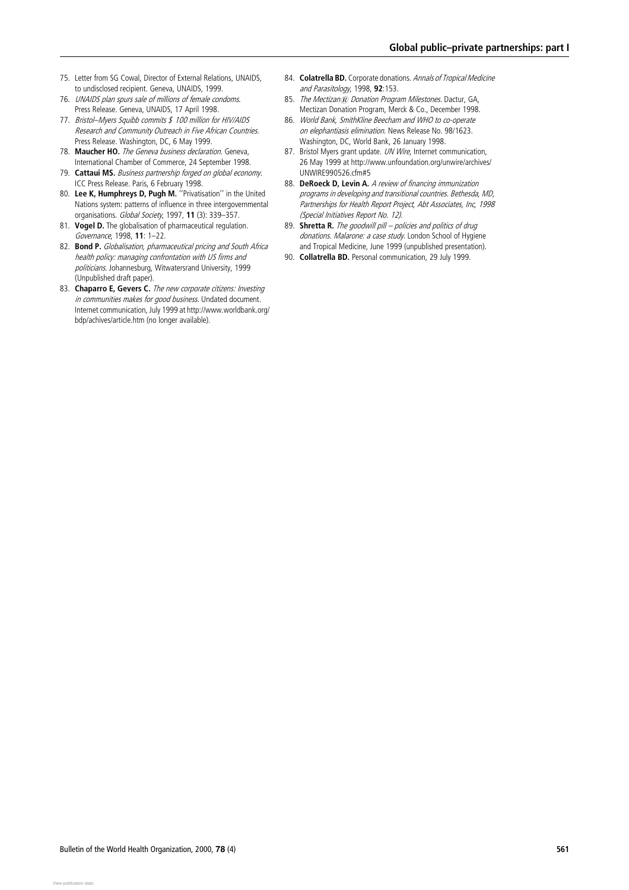75. Letter from SG Cowal, Director of External Relations, UNAIDS, to undisclosed recipient. Geneva, UNAIDS, 1999.
76. *UNAIDS plan spurs sale of millions of female condoms.* Press Release. Geneva, UNAIDS, 17 April 1998.
77. *Bristol–Myers Squibb commits $ 100 million for HIV/AIDS Research and Community Outreach in Five African Countries.* Press Release. Washington, DC, 6 May 1999.
78. **Maucher HO.** *The Geneva business declaration.* Geneva, International Chamber of Commerce, 24 September 1998.
79. **Cattaui MS.** *Business partnership forged on global economy.* ICC Press Release. Paris, 6 February 1998.
80. **Lee K, Humphreys D, Pugh M.** ''Privatisation'' in the United Nations system: patterns of influence in three intergovernmental organisations. *Global Society*, 1997, **11** (3): 339–357.
81. **Vogel D.** The globalisation of pharmaceutical regulation. *Governance*, 1998, **11**: 1–22.
82. **Bond P.** *Globalisation, pharmaceutical pricing and South Africa health policy: managing confrontation with US firms and politicians.* Johannesburg, Witwatersrand University, 1999 (Unpublished draft paper).
83. **Chaparro E, Gevers C.** *The new corporate citizens: Investing in communities makes for good business.* Undated document. Internet communication, July 1999 at http://www.worldbank.org/bdp/achives/article.htm (no longer available).
84. **Colatrella BD.** Corporate donations. *Annals of Tropical Medicine and Parasitology*, 1998, **92**:153.
85. *The Mectizan® Donation Program Milestones.* Dactur, GA, Mectizan Donation Program, Merck & Co., December 1998.
86. *World Bank, SmithKline Beecham and WHO to co-operate on elephantiasis elimination.* News Release No. 98/1623. Washington, DC, World Bank, 26 January 1998.
87. Bristol Myers grant update. *UN Wire*, Internet communication, 26 May 1999 at http://www.unfoundation.org/unwire/archives/UNWIRE990526.cfm#5
88. **DeRoeck D, Levin A.** *A review of financing immunization programs in developing and transitional countries. Bethesda, MD, Partnerships for Health Report Project, Abt Associates, Inc, 1998 (Special Initiatives Report No. 12).*
89. **Shretta R.** *The goodwill pill – policies and politics of drug donations. Malarone: a case study.* London School of Hygiene and Tropical Medicine, June 1999 (unpublished presentation).
90. **Collatrella BD.** Personal communication, 29 July 1999.